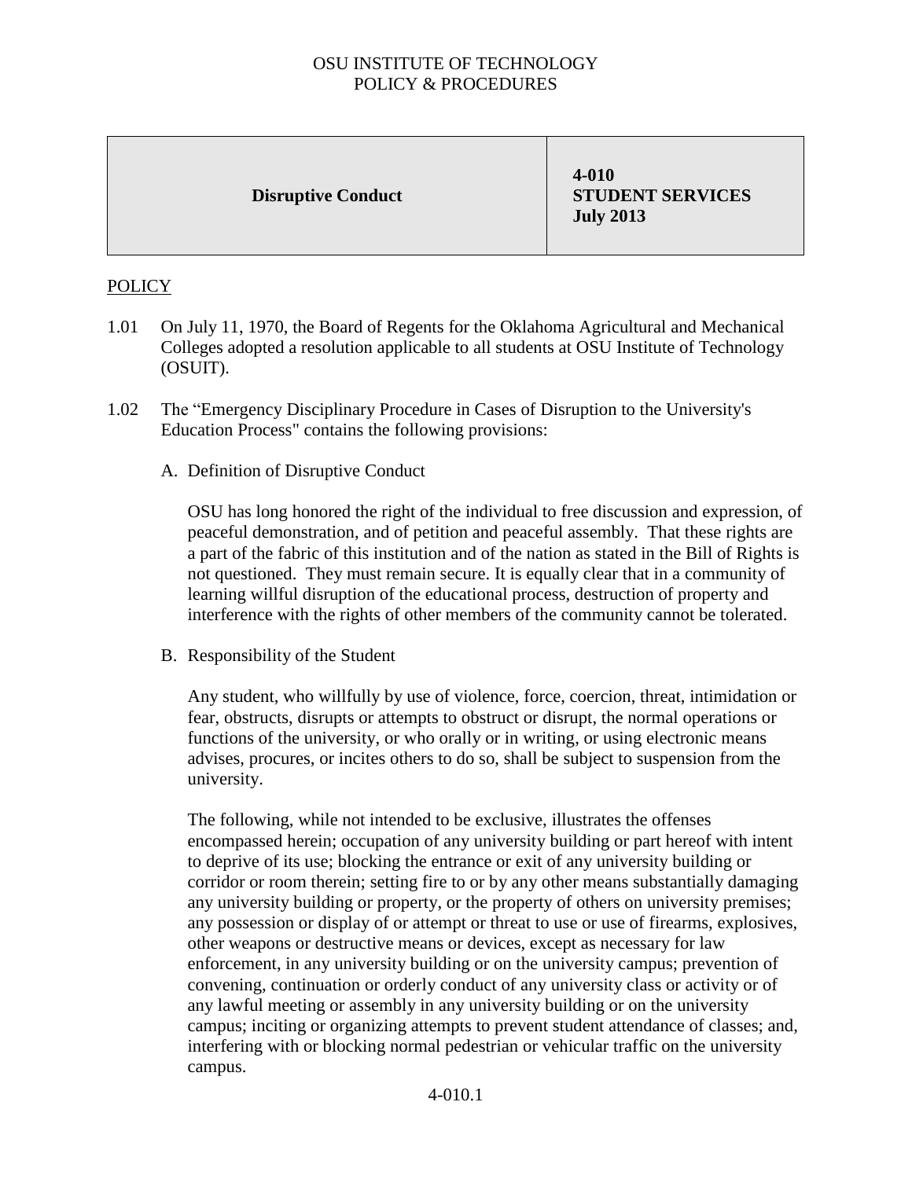OSU INSTITUTE OF TECHNOLOGY
POLICY & PROCEDURES

| Disruptive Conduct | 4-010 STUDENT SERVICES July 2013 |
|---|---|

POLICY

1.01 On July 11, 1970, the Board of Regents for the Oklahoma Agricultural and Mechanical Colleges adopted a resolution applicable to all students at OSU Institute of Technology (OSUIT).

1.02 The "Emergency Disciplinary Procedure in Cases of Disruption to the University's Education Process" contains the following provisions:

A. Definition of Disruptive Conduct

OSU has long honored the right of the individual to free discussion and expression, of peaceful demonstration, and of petition and peaceful assembly. That these rights are a part of the fabric of this institution and of the nation as stated in the Bill of Rights is not questioned. They must remain secure. It is equally clear that in a community of learning willful disruption of the educational process, destruction of property and interference with the rights of other members of the community cannot be tolerated.

B. Responsibility of the Student

Any student, who willfully by use of violence, force, coercion, threat, intimidation or fear, obstructs, disrupts or attempts to obstruct or disrupt, the normal operations or functions of the university, or who orally or in writing, or using electronic means advises, procures, or incites others to do so, shall be subject to suspension from the university.

The following, while not intended to be exclusive, illustrates the offenses encompassed herein; occupation of any university building or part hereof with intent to deprive of its use; blocking the entrance or exit of any university building or corridor or room therein; setting fire to or by any other means substantially damaging any university building or property, or the property of others on university premises; any possession or display of or attempt or threat to use or use of firearms, explosives, other weapons or destructive means or devices, except as necessary for law enforcement, in any university building or on the university campus; prevention of convening, continuation or orderly conduct of any university class or activity or of any lawful meeting or assembly in any university building or on the university campus; inciting or organizing attempts to prevent student attendance of classes; and, interfering with or blocking normal pedestrian or vehicular traffic on the university campus.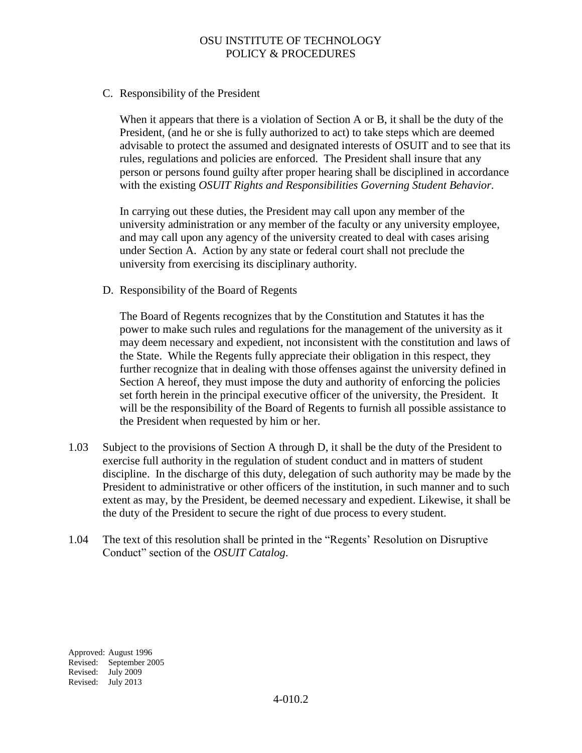C. Responsibility of the President

When it appears that there is a violation of Section A or B, it shall be the duty of the President, (and he or she is fully authorized to act) to take steps which are deemed advisable to protect the assumed and designated interests of OSUIT and to see that its rules, regulations and policies are enforced. The President shall insure that any person or persons found guilty after proper hearing shall be disciplined in accordance with the existing *OSUIT Rights and Responsibilities Governing Student Behavior.*

In carrying out these duties, the President may call upon any member of the university administration or any member of the faculty or any university employee, and may call upon any agency of the university created to deal with cases arising under Section A. Action by any state or federal court shall not preclude the university from exercising its disciplinary authority.

D. Responsibility of the Board of Regents

The Board of Regents recognizes that by the Constitution and Statutes it has the power to make such rules and regulations for the management of the university as it may deem necessary and expedient, not inconsistent with the constitution and laws of the State. While the Regents fully appreciate their obligation in this respect, they further recognize that in dealing with those offenses against the university defined in Section A hereof, they must impose the duty and authority of enforcing the policies set forth herein in the principal executive officer of the university, the President. It will be the responsibility of the Board of Regents to furnish all possible assistance to the President when requested by him or her.

1.03 Subject to the provisions of Section A through D, it shall be the duty of the President to exercise full authority in the regulation of student conduct and in matters of student discipline. In the discharge of this duty, delegation of such authority may be made by the President to administrative or other officers of the institution, in such manner and to such extent as may, by the President, be deemed necessary and expedient. Likewise, it shall be the duty of the President to secure the right of due process to every student.

1.04 The text of this resolution shall be printed in the "Regents' Resolution on Disruptive Conduct" section of the *OSUIT Catalog.*

Approved: August 1996
Revised: September 2005
Revised: July 2009
Revised: July 2013